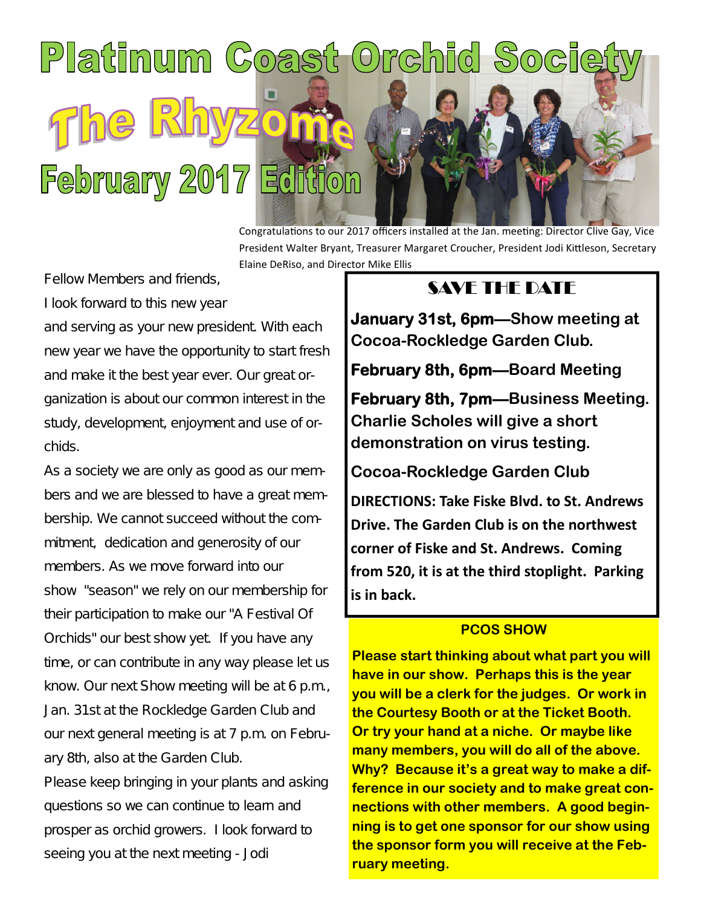# Platinum Coast Orchid Society

# The Rhyzome

## February 2017 Edition

Congratulations to our 2017 officers installed at the Jan. meeting: Director Clive Gay, Vice President Walter Bryant, Treasurer Margaret Croucher, President Jodi Kittleson, Secretary Elaine DeRiso, and Director Mike Ellis

Fellow Members and friends,

I look forward to this new year and serving as your new president. With each new year we have the opportunity to start fresh and make it the best year ever. Our great organization is about our common interest in the study, development, enjoyment and use of orchids.

As a society we are only as good as our members and we are blessed to have a great membership. We cannot succeed without the commitment, dedication and generosity of our members. As we move forward into our show "season" we rely on our membership for their participation to make our "A Festival Of Orchids" our best show yet. If you have any time, or can contribute in any way please let us know. Our next Show meeting will be at 6 p.m., Jan. 31st at the Rockledge Garden Club and our next general meeting is at 7 p.m. on February 8th, also at the Garden Club.

Please keep bringing in your plants and asking questions so we can continue to learn and prosper as orchid growers. I look forward to seeing you at the next meeting - Jodi

## SAVE THE DATE

**January 31st, 6pm—Show meeting at Cocoa-Rockledge Garden Club.**

**February 8th, 6pm—Board Meeting**

**February 8th, 7pm—Business Meeting. Charlie Scholes will give a short demonstration on virus testing.**

**Cocoa-Rockledge Garden Club**

**DIRECTIONS: Take Fiske Blvd. to St. Andrews Drive. The Garden Club is on the northwest corner of Fiske and St. Andrews. Coming from 520, it is at the third stoplight. Parking is in back.**

## PCOS SHOW

**Please start thinking about what part you will have in our show. Perhaps this is the year you will be a clerk for the judges. Or work in the Courtesy Booth or at the Ticket Booth. Or try your hand at a niche. Or maybe like many members, you will do all of the above. Why? Because it's a great way to make a difference in our society and to make great connections with other members. A good beginning is to get one sponsor for our show using the sponsor form you will receive at the February meeting.**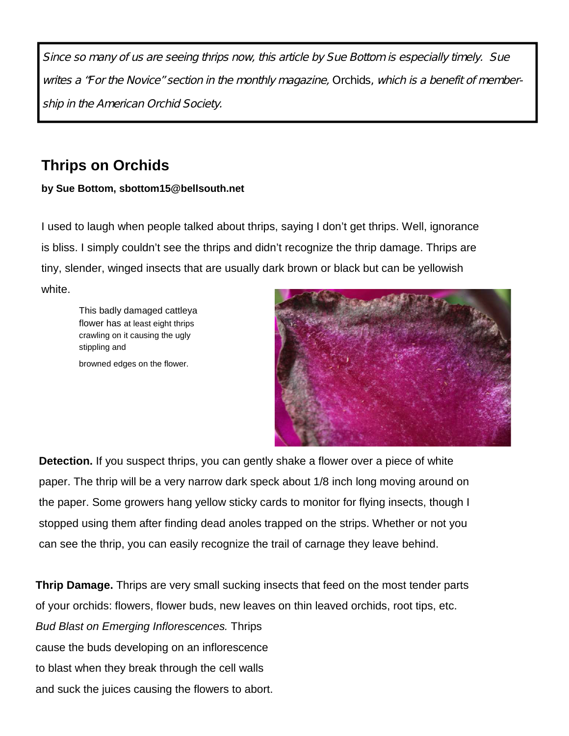*Since so many of us are seeing thrips now, this article by Sue Bottom is especially timely. Sue writes a "For the Novice" section in the monthly magazine,* Orchids*, which is a benefit of membership in the American Orchid Society.*

## Thrips on Orchids

**by Sue Bottom, sbottom15@bellsouth.net**

I used to laugh when people talked about thrips, saying I don't get thrips. Well, ignorance is bliss. I simply couldn't see the thrips and didn't recognize the thrip damage. Thrips are tiny, slender, winged insects that are usually dark brown or black but can be yellowish white.

This badly damaged cattleya flower has at least eight thrips crawling on it causing the ugly stippling and browned edges on the flower.

**Detection.** If you suspect thrips, you can gently shake a flower over a piece of white paper. The thrip will be a very narrow dark speck about 1/8 inch long moving around on the paper. Some growers hang yellow sticky cards to monitor for flying insects, though I stopped using them after finding dead anoles trapped on the strips. Whether or not you can see the thrip, you can easily recognize the trail of carnage they leave behind.

**Thrip Damage.** Thrips are very small sucking insects that feed on the most tender parts of your orchids: flowers, flower buds, new leaves on thin leaved orchids, root tips, etc.

*Bud Blast on Emerging Inflorescences.* Thrips cause the buds developing on an inflorescence to blast when they break through the cell walls and suck the juices causing the flowers to abort.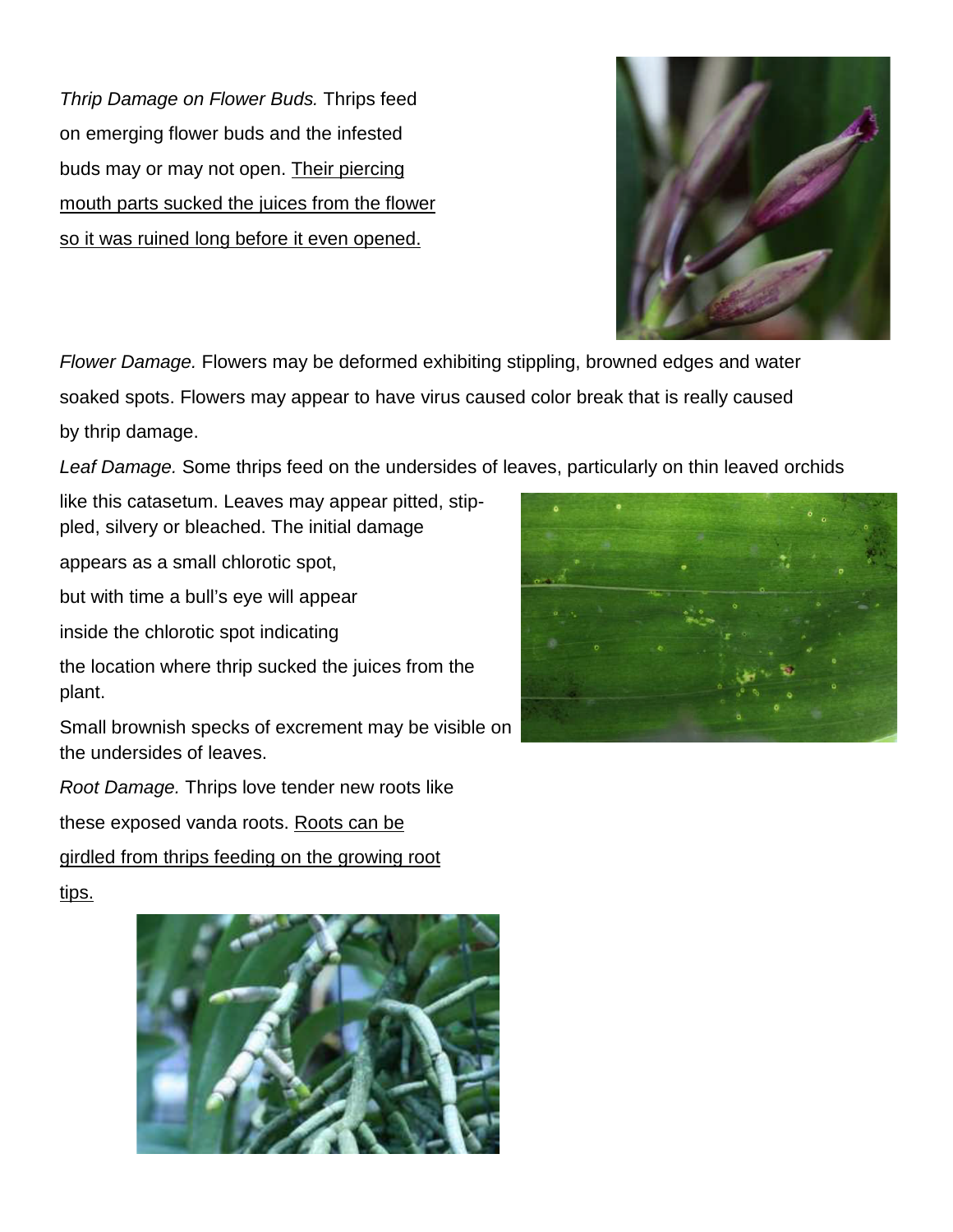*Thrip Damage on Flower Buds.* Thrips feed on emerging flower buds and the infested buds may or may not open. <u>Their piercing mouth parts sucked the juices from the flower so it was ruined long before it even opened.</u>

*Flower Damage.* Flowers may be deformed exhibiting stippling, browned edges and water soaked spots. Flowers may appear to have virus caused color break that is really caused by thrip damage.

*Leaf Damage.* Some thrips feed on the undersides of leaves, particularly on thin leaved orchids like this catasetum. Leaves may appear pitted, stippled, silvery or bleached. The initial damage appears as a small chlorotic spot, but with time a bull's eye will appear inside the chlorotic spot indicating the location where thrip sucked the juices from the plant.

Small brownish specks of excrement may be visible on the undersides of leaves.

*Root Damage.* Thrips love tender new roots like these exposed vanda roots. <u>Roots can be girdled from thrips feeding on the growing root tips.</u>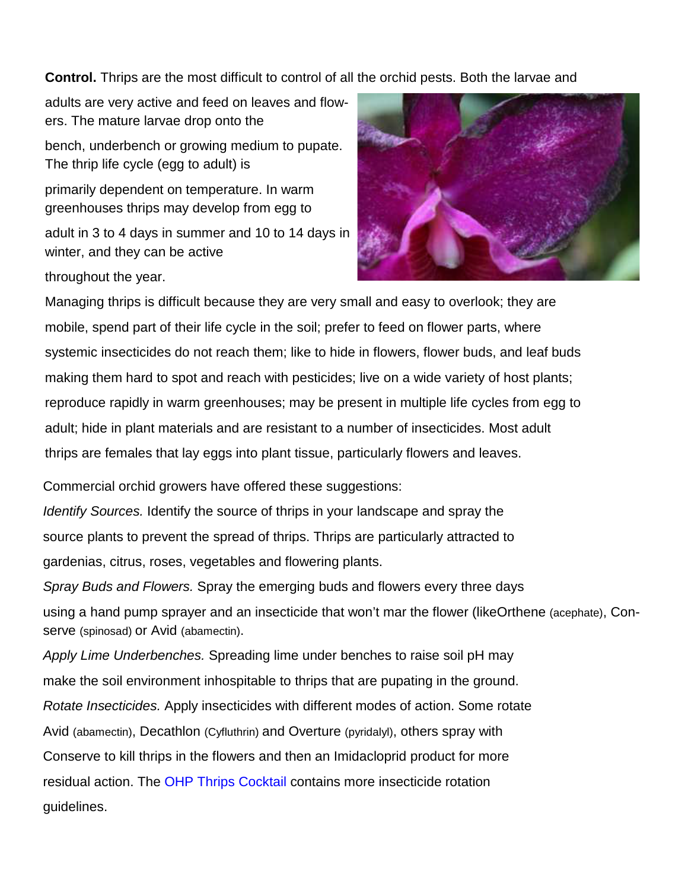**Control.** Thrips are the most difficult to control of all the orchid pests. Both the larvae and adults are very active and feed on leaves and flowers. The mature larvae drop onto the bench, underbench or growing medium to pupate. The thrip life cycle (egg to adult) is primarily dependent on temperature. In warm greenhouses thrips may develop from egg to adult in 3 to 4 days in summer and 10 to 14 days in winter, and they can be active throughout the year.

Managing thrips is difficult because they are very small and easy to overlook; they are mobile, spend part of their life cycle in the soil; prefer to feed on flower parts, where systemic insecticides do not reach them; like to hide in flowers, flower buds, and leaf buds making them hard to spot and reach with pesticides; live on a wide variety of host plants; reproduce rapidly in warm greenhouses; may be present in multiple life cycles from egg to adult; hide in plant materials and are resistant to a number of insecticides. Most adult thrips are females that lay eggs into plant tissue, particularly flowers and leaves.

Commercial orchid growers have offered these suggestions:

*Identify Sources.* Identify the source of thrips in your landscape and spray the source plants to prevent the spread of thrips. Thrips are particularly attracted to gardenias, citrus, roses, vegetables and flowering plants.

*Spray Buds and Flowers.* Spray the emerging buds and flowers every three days using a hand pump sprayer and an insecticide that won't mar the flower (likeOrthene (acephate), Conserve (spinosad) or Avid (abamectin).

*Apply Lime Underbenches.* Spreading lime under benches to raise soil pH may make the soil environment inhospitable to thrips that are pupating in the ground.

*Rotate Insecticides.* Apply insecticides with different modes of action. Some rotate Avid (abamectin), Decathlon (Cyfluthrin) and Overture (pyridalyl), others spray with Conserve to kill thrips in the flowers and then an Imidacloprid product for more residual action. The OHP Thrips Cocktail contains more insecticide rotation guidelines.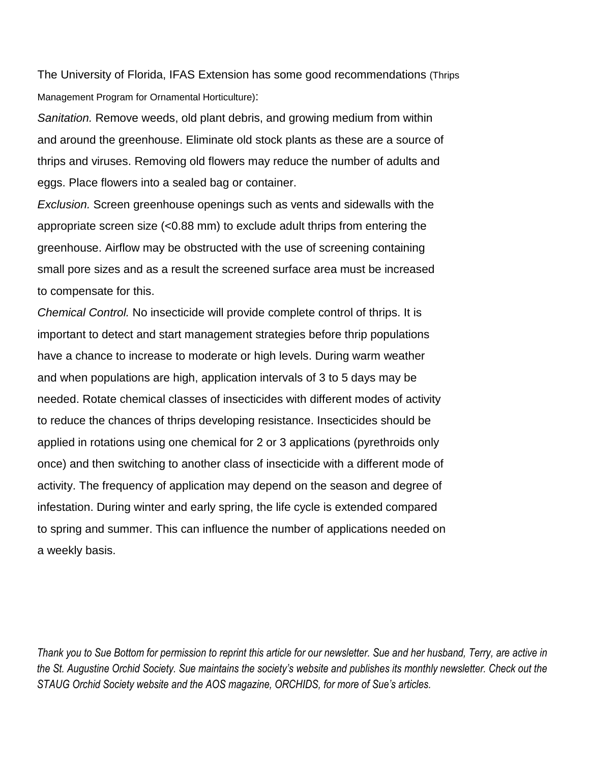The University of Florida, IFAS Extension has some good recommendations (Thrips Management Program for Ornamental Horticulture):

*Sanitation.* Remove weeds, old plant debris, and growing medium from within and around the greenhouse. Eliminate old stock plants as these are a source of thrips and viruses. Removing old flowers may reduce the number of adults and eggs. Place flowers into a sealed bag or container.

*Exclusion.* Screen greenhouse openings such as vents and sidewalls with the appropriate screen size (<0.88 mm) to exclude adult thrips from entering the greenhouse. Airflow may be obstructed with the use of screening containing small pore sizes and as a result the screened surface area must be increased to compensate for this.

*Chemical Control.* No insecticide will provide complete control of thrips. It is important to detect and start management strategies before thrip populations have a chance to increase to moderate or high levels. During warm weather and when populations are high, application intervals of 3 to 5 days may be needed. Rotate chemical classes of insecticides with different modes of activity to reduce the chances of thrips developing resistance. Insecticides should be applied in rotations using one chemical for 2 or 3 applications (pyrethroids only once) and then switching to another class of insecticide with a different mode of activity. The frequency of application may depend on the season and degree of infestation. During winter and early spring, the life cycle is extended compared to spring and summer. This can influence the number of applications needed on a weekly basis.

*Thank you to Sue Bottom for permission to reprint this article for our newsletter. Sue and her husband, Terry, are active in the St. Augustine Orchid Society. Sue maintains the society's website and publishes its monthly newsletter. Check out the STAUG Orchid Society website and the AOS magazine, ORCHIDS, for more of Sue's articles.*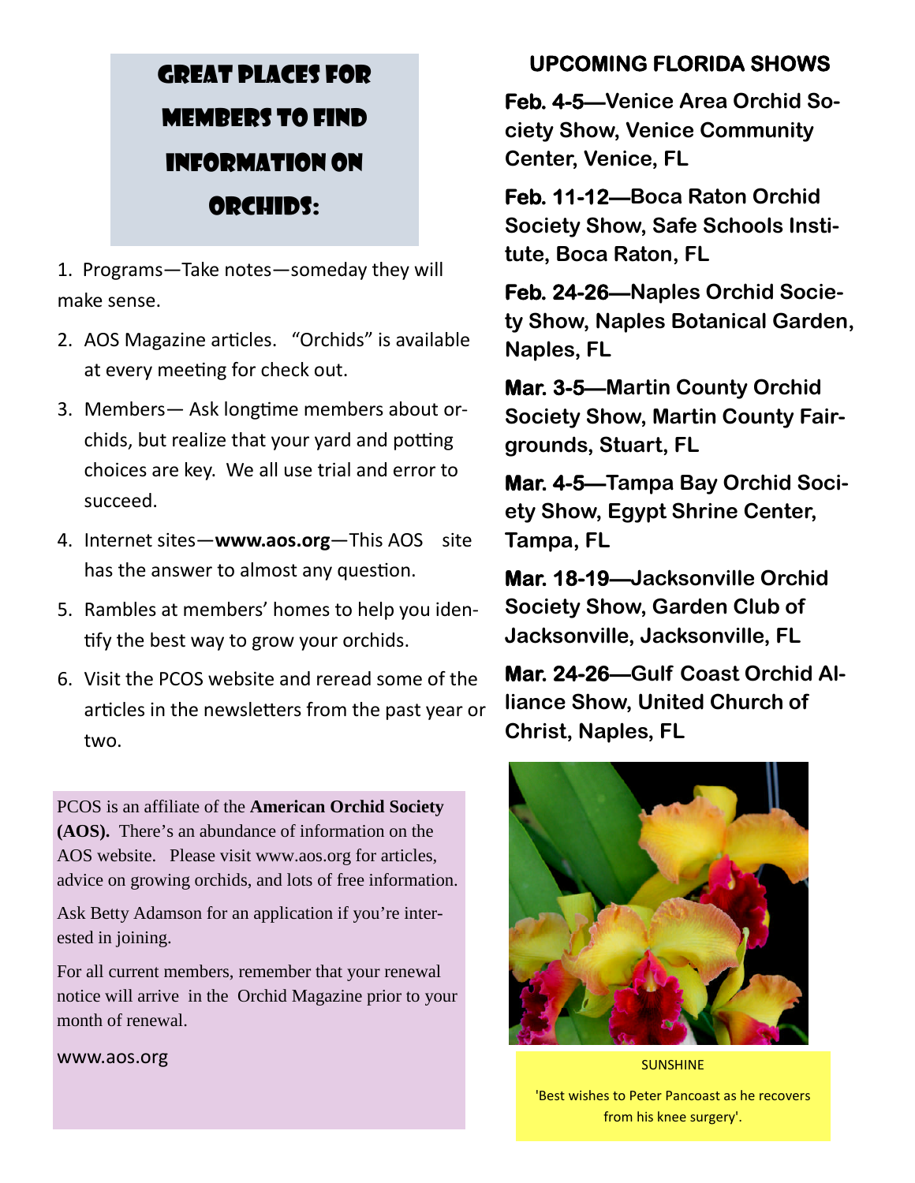## Great Places for Members to Find Information on Orchids:

1. Programs—Take notes—someday they will make sense.
2. AOS Magazine articles. "Orchids" is available at every meeting for check out.
3. Members— Ask longtime members about orchids, but realize that your yard and potting choices are key. We all use trial and error to succeed.
4. Internet sites—**www.aos.org**—This AOS site has the answer to almost any question.
5. Rambles at members' homes to help you identify the best way to grow your orchids.
6. Visit the PCOS website and reread some of the articles in the newsletters from the past year or two.

PCOS is an affiliate of the **American Orchid Society (AOS).** There's an abundance of information on the AOS website. Please visit www.aos.org for articles, advice on growing orchids, and lots of free information.

Ask Betty Adamson for an application if you're interested in joining.

For all current members, remember that your renewal notice will arrive in the Orchid Magazine prior to your month of renewal.

www.aos.org

## UPCOMING FLORIDA SHOWS

**Feb. 4-5—Venice Area Orchid Society Show, Venice Community Center, Venice, FL**

**Feb. 11-12—Boca Raton Orchid Society Show, Safe Schools Institute, Boca Raton, FL**

**Feb. 24-26—Naples Orchid Society Show, Naples Botanical Garden, Naples, FL**

**Mar. 3-5—Martin County Orchid Society Show, Martin County Fairgrounds, Stuart, FL**

**Mar. 4-5—Tampa Bay Orchid Society Show, Egypt Shrine Center, Tampa, FL**

**Mar. 18-19—Jacksonville Orchid Society Show, Garden Club of Jacksonville, Jacksonville, FL**

**Mar. 24-26—Gulf Coast Orchid Alliance Show, United Church of Christ, Naples, FL**

SUNSHINE

'Best wishes to Peter Pancoast as he recovers from his knee surgery'.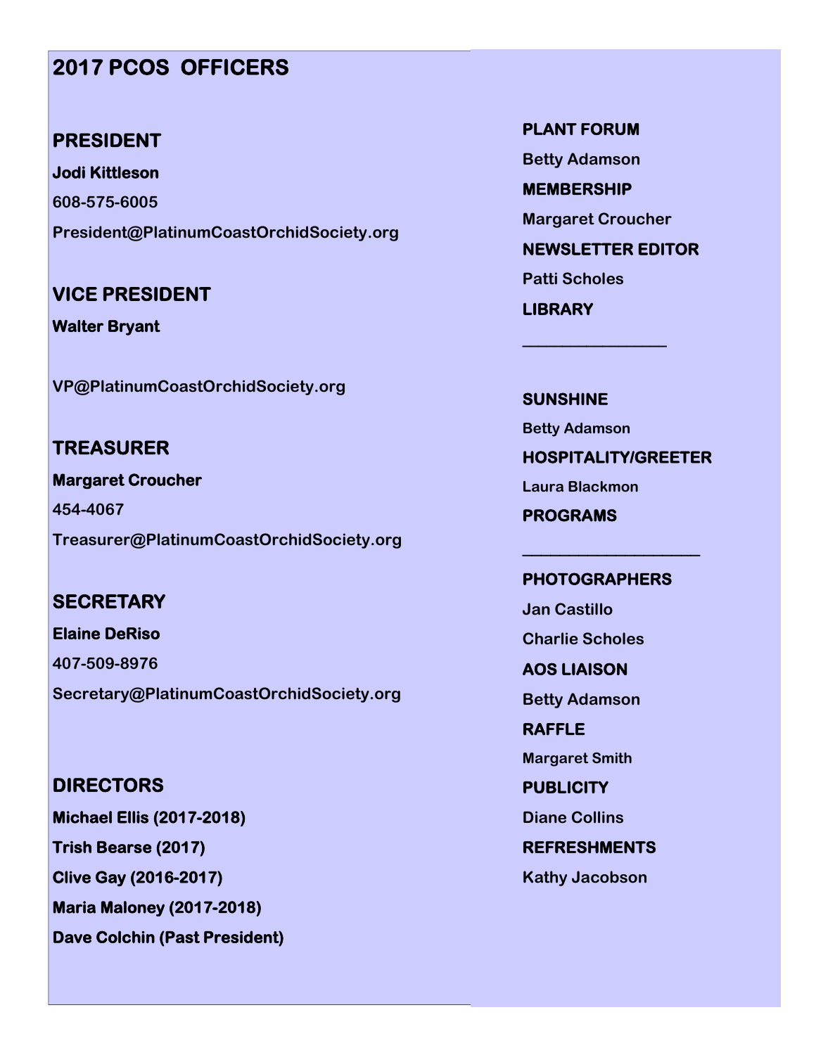## 2017 PCOS OFFICERS

### PRESIDENT

**Jodi Kittleson**

608-575-6005

President@PlatinumCoastOrchidSociety.org

### VICE PRESIDENT

**Walter Bryant**

VP@PlatinumCoastOrchidSociety.org

### TREASURER

**Margaret Croucher**

454-4067

Treasurer@PlatinumCoastOrchidSociety.org

### SECRETARY

**Elaine DeRiso**

407-509-8976

Secretary@PlatinumCoastOrchidSociety.org

### DIRECTORS

**Michael Ellis (2017-2018)**

**Trish Bearse (2017)**

**Clive Gay (2016-2017)**

**Maria Maloney (2017-2018)**

**Dave Colchin (Past President)**

**PLANT FORUM**

Betty Adamson

**MEMBERSHIP**

Margaret Croucher

**NEWSLETTER EDITOR**

Patti Scholes

**LIBRARY**

_______________

**SUNSHINE**

Betty Adamson

**HOSPITALITY/GREETER**

Laura Blackmon

**PROGRAMS**

___________________

**PHOTOGRAPHERS**

Jan Castillo

Charlie Scholes

**AOS LIAISON**

Betty Adamson

**RAFFLE**

Margaret Smith

**PUBLICITY**

Diane Collins

**REFRESHMENTS**

Kathy Jacobson